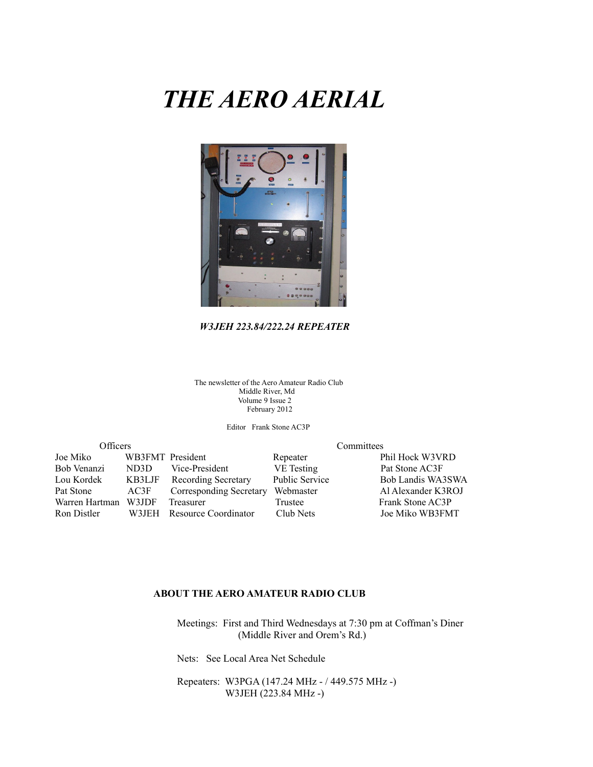# *THE AERO AERIAL*

***W3JEH 223.84/222.24 REPEATER***

The newsletter of the Aero Amateur Radio Club
Middle River, Md
Volume 9 Issue 2
February 2012

Editor Frank Stone AC3P

| Officers | | | Committees | |
|---|---|---|---|---|
| Joe Miko | WB3FMT | President | Repeater | Phil Hock W3VRD |
| Bob Venanzi | ND3D | Vice-President | VE Testing | Pat Stone AC3F |
| Lou Kordek | KB3LJF | Recording Secretary | Public Service | Bob Landis WA3SWA |
| Pat Stone | AC3F | Corresponding Secretary | Webmaster | Al Alexander K3ROJ |
| Warren Hartman | W3JDF | Treasurer | Trustee | Frank Stone AC3P |
| Ron Distler | W3JEH | Resource Coordinator | Club Nets | Joe Miko WB3FMT |

**ABOUT THE AERO AMATEUR RADIO CLUB**

Meetings: First and Third Wednesdays at 7:30 pm at Coffman's Diner (Middle River and Orem's Rd.)

Nets: See Local Area Net Schedule

Repeaters: W3PGA (147.24 MHz - / 449.575 MHz -)
W3JEH (223.84 MHz -)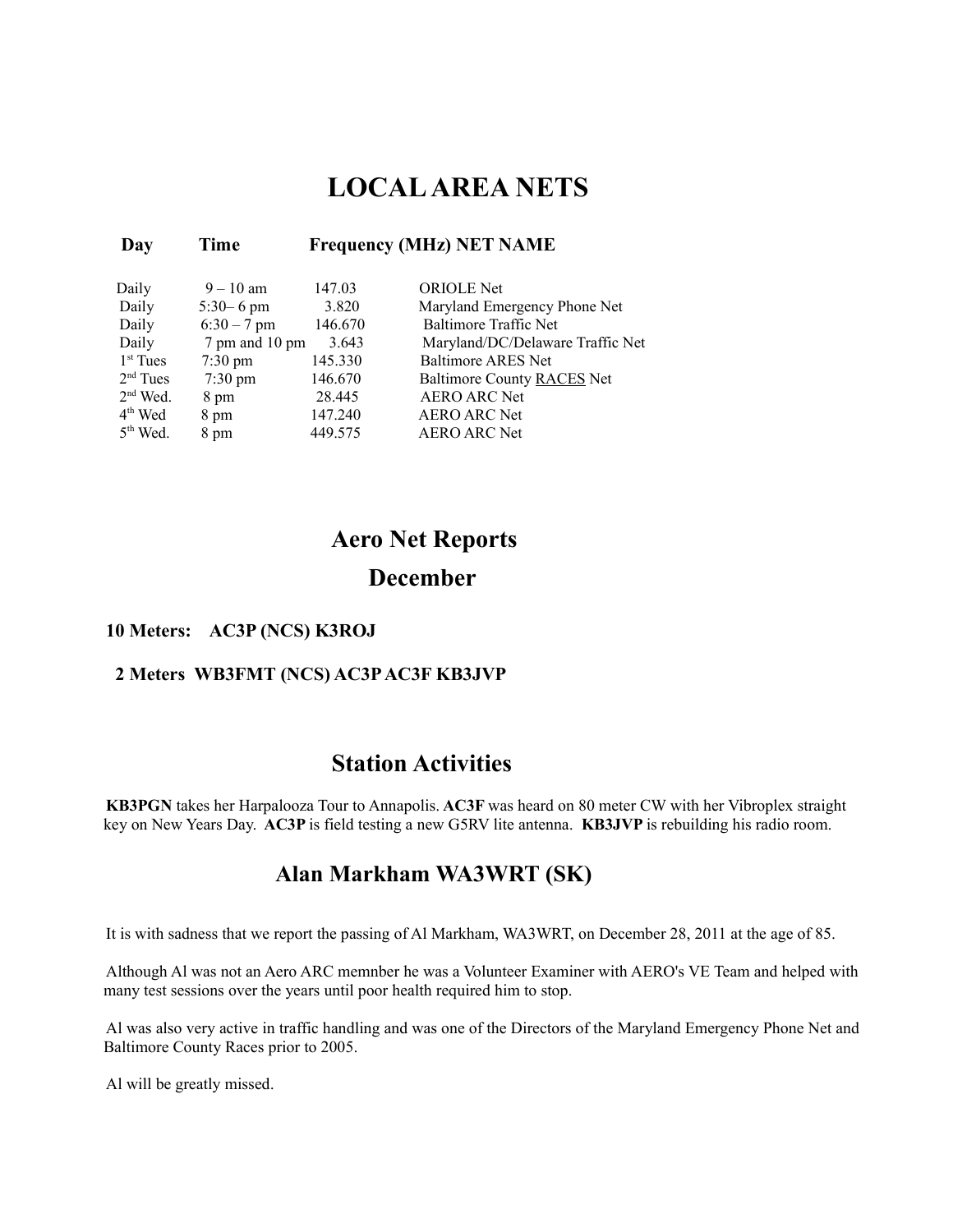# LOCAL AREA NETS

| Day | Time | Frequency (MHz) | NET NAME |
|---|---|---|---|
| Daily | 9 – 10 am | 147.03 | ORIOLE Net |
| Daily | 5:30– 6 pm | 3.820 | Maryland Emergency Phone Net |
| Daily | 6:30 – 7 pm | 146.670 | Baltimore Traffic Net |
| Daily | 7 pm and 10 pm | 3.643 | Maryland/DC/Delaware Traffic Net |
| 1st Tues | 7:30 pm | 145.330 | Baltimore ARES Net |
| 2nd Tues | 7:30 pm | 146.670 | Baltimore County RACES Net |
| 2nd Wed. | 8 pm | 28.445 | AERO ARC Net |
| 4th Wed | 8 pm | 147.240 | AERO ARC Net |
| 5th Wed. | 8 pm | 449.575 | AERO ARC Net |

## Aero Net Reports

## December

**10 Meters: AC3P (NCS) K3ROJ**

**2 Meters WB3FMT (NCS) AC3P AC3F KB3JVP**

## Station Activities

**KB3PGN** takes her Harpalooza Tour to Annapolis. **AC3F** was heard on 80 meter CW with her Vibroplex straight key on New Years Day. **AC3P** is field testing a new G5RV lite antenna. **KB3JVP** is rebuilding his radio room.

## Alan Markham WA3WRT (SK)

It is with sadness that we report the passing of Al Markham, WA3WRT, on December 28, 2011 at the age of 85.

Although Al was not an Aero ARC memnber he was a Volunteer Examiner with AERO's VE Team and helped with many test sessions over the years until poor health required him to stop.

Al was also very active in traffic handling and was one of the Directors of the Maryland Emergency Phone Net and Baltimore County Races prior to 2005.

Al will be greatly missed.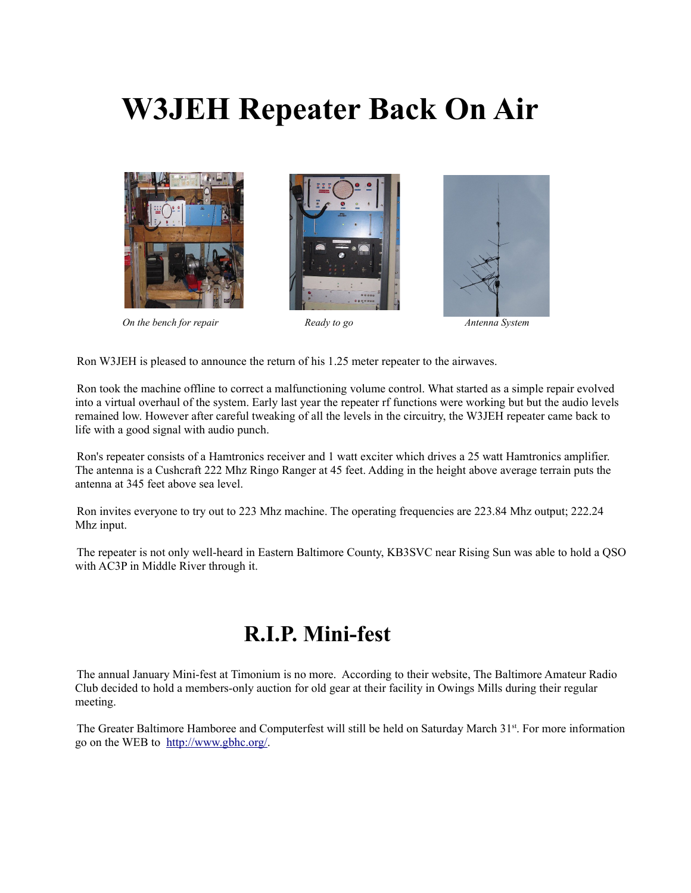# W3JEH Repeater Back On Air

*On the bench for repair* *Ready to go* *Antenna System*

Ron W3JEH is pleased to announce the return of his 1.25 meter repeater to the airwaves.

Ron took the machine offline to correct a malfunctioning volume control. What started as a simple repair evolved into a virtual overhaul of the system. Early last year the repeater rf functions were working but but the audio levels remained low. However after careful tweaking of all the levels in the circuitry, the W3JEH repeater came back to life with a good signal with audio punch.

Ron's repeater consists of a Hamtronics receiver and 1 watt exciter which drives a 25 watt Hamtronics amplifier. The antenna is a Cushcraft 222 Mhz Ringo Ranger at 45 feet. Adding in the height above average terrain puts the antenna at 345 feet above sea level.

Ron invites everyone to try out to 223 Mhz machine. The operating frequencies are 223.84 Mhz output; 222.24 Mhz input.

The repeater is not only well-heard in Eastern Baltimore County, KB3SVC near Rising Sun was able to hold a QSO with AC3P in Middle River through it.

# R.I.P. Mini-fest

The annual January Mini-fest at Timonium is no more. According to their website, The Baltimore Amateur Radio Club decided to hold a members-only auction for old gear at their facility in Owings Mills during their regular meeting.

The Greater Baltimore Hamboree and Computerfest will still be held on Saturday March 31st. For more information go on the WEB to http://www.gbhc.org/.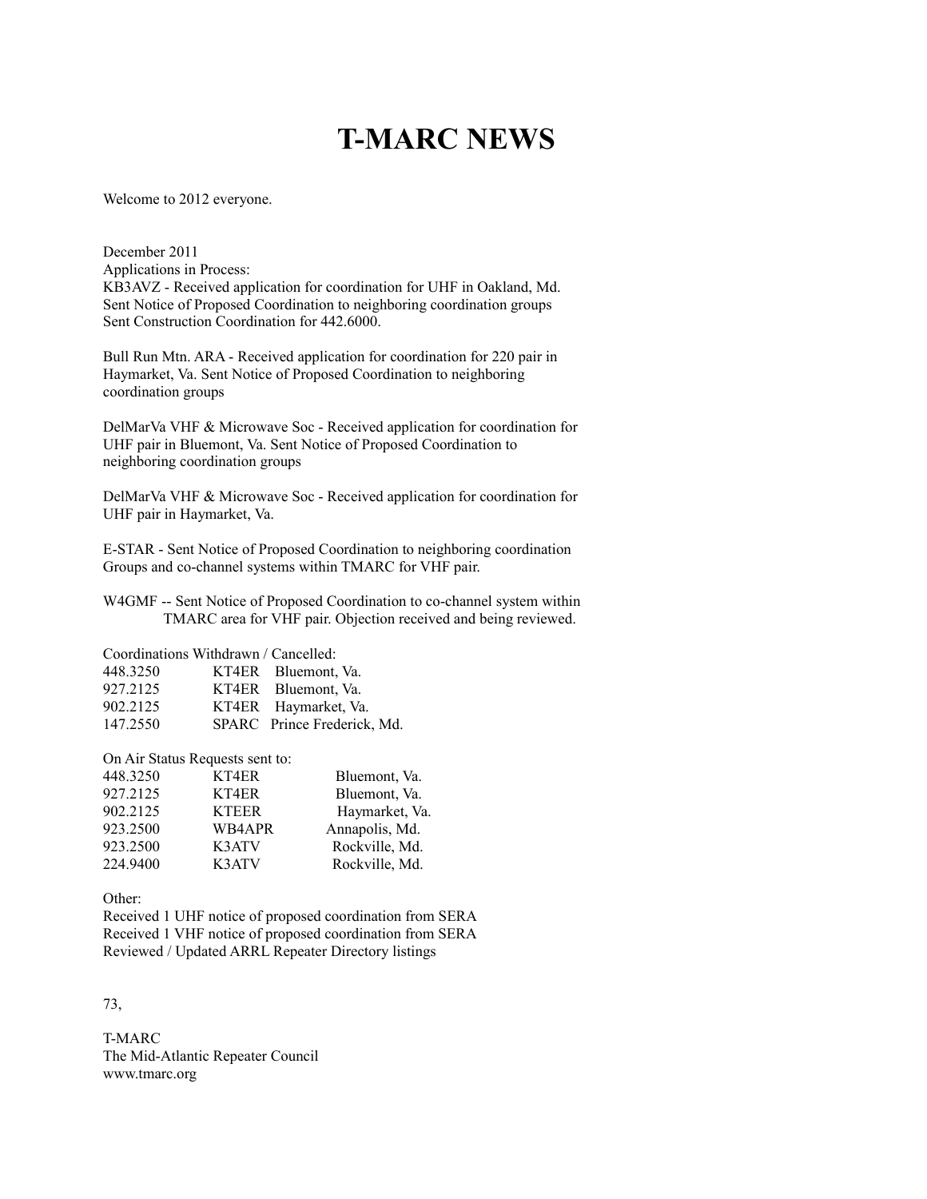# T-MARC NEWS

Welcome to 2012 everyone.

December 2011
Applications in Process:
KB3AVZ - Received application for coordination for UHF in Oakland, Md. Sent Notice of Proposed Coordination to neighboring coordination groups Sent Construction Coordination for 442.6000.

Bull Run Mtn. ARA - Received application for coordination for 220 pair in Haymarket, Va. Sent Notice of Proposed Coordination to neighboring coordination groups

DelMarVa VHF & Microwave Soc - Received application for coordination for UHF pair in Bluemont, Va. Sent Notice of Proposed Coordination to neighboring coordination groups

DelMarVa VHF & Microwave Soc - Received application for coordination for UHF pair in Haymarket, Va.

E-STAR - Sent Notice of Proposed Coordination to neighboring coordination Groups and co-channel systems within TMARC for VHF pair.

W4GMF -- Sent Notice of Proposed Coordination to co-channel system within TMARC area for VHF pair. Objection received and being reviewed.

Coordinations Withdrawn / Cancelled:

| | | |
|---|---|---|
| 448.3250 | KT4ER | Bluemont, Va. |
| 927.2125 | KT4ER | Bluemont, Va. |
| 902.2125 | KT4ER | Haymarket, Va. |
| 147.2550 | SPARC | Prince Frederick, Md. |

On Air Status Requests sent to:

| | | |
|---|---|---|
| 448.3250 | KT4ER | Bluemont, Va. |
| 927.2125 | KT4ER | Bluemont, Va. |
| 902.2125 | KTEER | Haymarket, Va. |
| 923.2500 | WB4APR | Annapolis, Md. |
| 923.2500 | K3ATV | Rockville, Md. |
| 224.9400 | K3ATV | Rockville, Md. |

Other:
Received 1 UHF notice of proposed coordination from SERA
Received 1 VHF notice of proposed coordination from SERA
Reviewed / Updated ARRL Repeater Directory listings

73,

T-MARC
The Mid-Atlantic Repeater Council
www.tmarc.org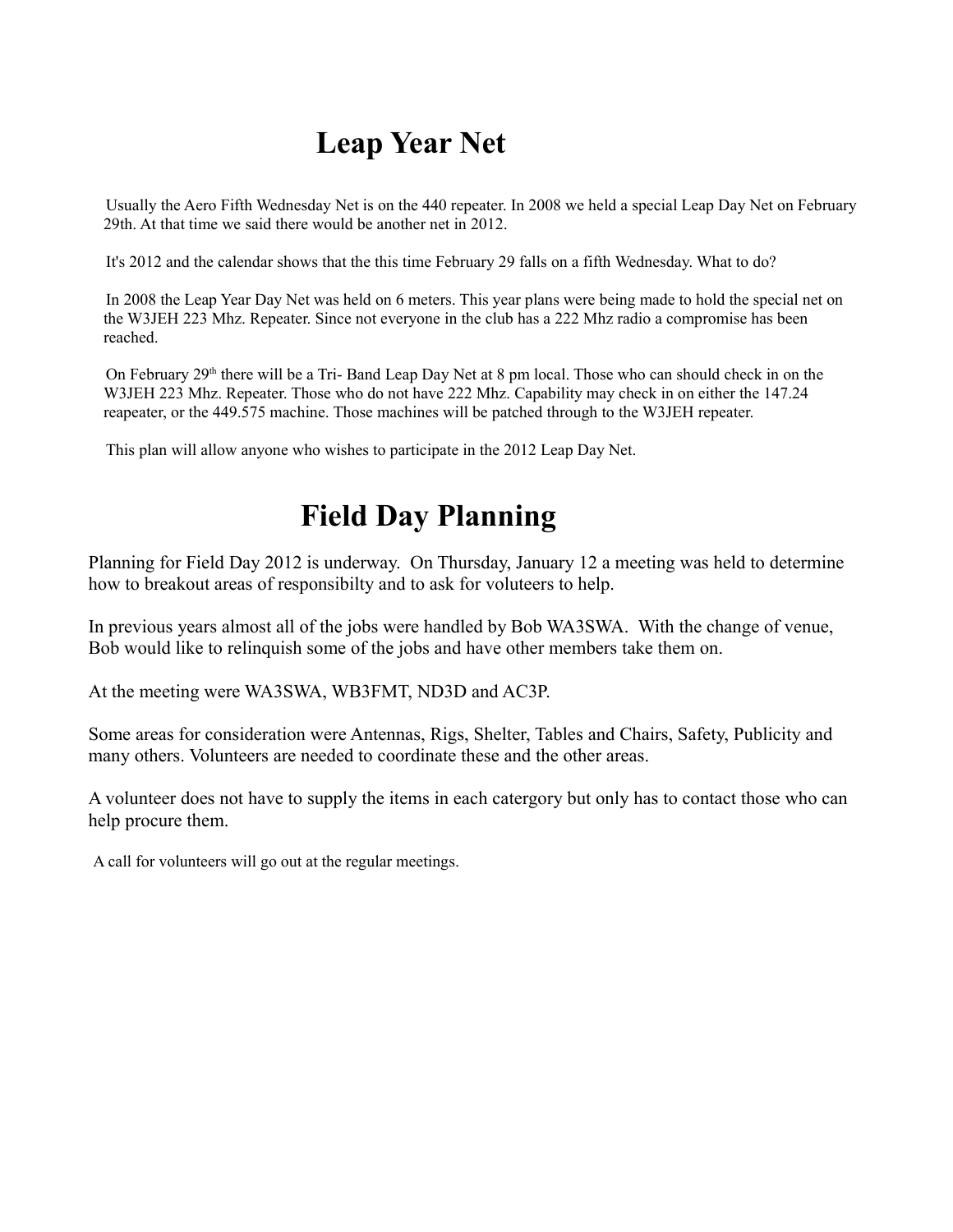# Leap Year Net

Usually the Aero Fifth Wednesday Net is on the 440 repeater. In 2008 we held a special Leap Day Net on February 29th. At that time we said there would be another net in 2012.

It's 2012 and the calendar shows that the this time February 29 falls on a fifth Wednesday. What to do?

In 2008 the Leap Year Day Net was held on 6 meters. This year plans were being made to hold the special net on the W3JEH 223 Mhz. Repeater. Since not everyone in the club has a 222 Mhz radio a compromise has been reached.

On February 29th there will be a Tri- Band Leap Day Net at 8 pm local. Those who can should check in on the W3JEH 223 Mhz. Repeater. Those who do not have 222 Mhz. Capability may check in on either the 147.24 reapeater, or the 449.575 machine. Those machines will be patched through to the W3JEH repeater.

This plan will allow anyone who wishes to participate in the 2012 Leap Day Net.

# Field Day Planning

Planning for Field Day 2012 is underway. On Thursday, January 12 a meeting was held to determine how to breakout areas of responsibilty and to ask for voluteers to help.

In previous years almost all of the jobs were handled by Bob WA3SWA. With the change of venue, Bob would like to relinquish some of the jobs and have other members take them on.

At the meeting were WA3SWA, WB3FMT, ND3D and AC3P.

Some areas for consideration were Antennas, Rigs, Shelter, Tables and Chairs, Safety, Publicity and many others. Volunteers are needed to coordinate these and the other areas.

A volunteer does not have to supply the items in each catergory but only has to contact those who can help procure them.

A call for volunteers will go out at the regular meetings.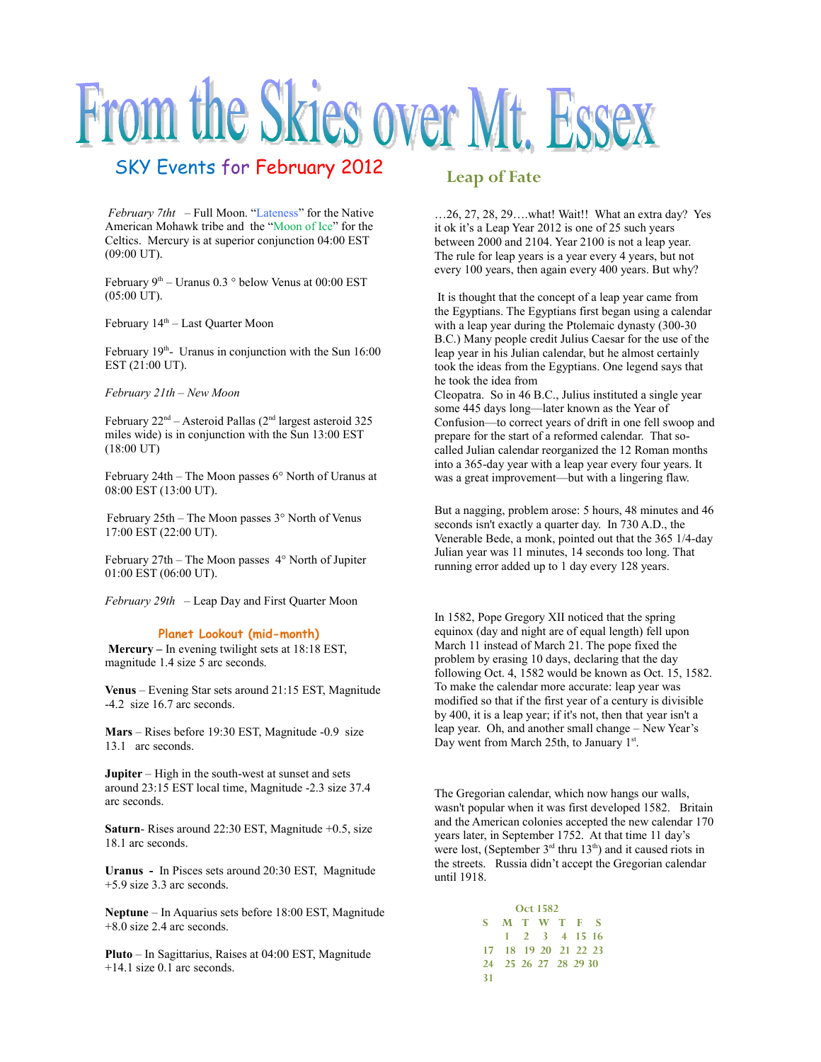# From the Skies over Mt. Essex

## SKY Events for February 2012

*February 7tht* – Full Moon. “Lateness” for the Native American Mohawk tribe and the “Moon of Ice” for the Celtics. Mercury is at superior conjunction 04:00 EST (09:00 UT).

February 9th – Uranus 0.3 ° below Venus at 00:00 EST (05:00 UT).

February 14th – Last Quarter Moon

February 19th- Uranus in conjunction with the Sun 16:00 EST (21:00 UT).

*February 21th – New Moon*

February 22nd – Asteroid Pallas (2nd largest asteroid 325 miles wide) is in conjunction with the Sun 13:00 EST (18:00 UT)

February 24th – The Moon passes 6° North of Uranus at 08:00 EST (13:00 UT).

February 25th – The Moon passes 3° North of Venus 17:00 EST (22:00 UT).

February 27th – The Moon passes 4° North of Jupiter 01:00 EST (06:00 UT).

*February 29th* – Leap Day and First Quarter Moon

### Planet Lookout (mid-month)

**Mercury –** In evening twilight sets at 18:18 EST, magnitude 1.4 size 5 arc seconds.

**Venus** – Evening Star sets around 21:15 EST, Magnitude -4.2 size 16.7 arc seconds.

**Mars** – Rises before 19:30 EST, Magnitude -0.9 size 13.1 arc seconds.

**Jupiter** – High in the south-west at sunset and sets around 23:15 EST local time, Magnitude -2.3 size 37.4 arc seconds.

**Saturn**- Rises around 22:30 EST, Magnitude +0.5, size 18.1 arc seconds.

**Uranus -** In Pisces sets around 20:30 EST, Magnitude +5.9 size 3.3 arc seconds.

**Neptune** – In Aquarius sets before 18:00 EST, Magnitude +8.0 size 2.4 arc seconds.

**Pluto** – In Sagittarius, Raises at 04:00 EST, Magnitude +14.1 size 0.1 arc seconds.

## Leap of Fate

…26, 27, 28, 29….what! Wait!! What an extra day? Yes it ok it’s a Leap Year 2012 is one of 25 such years between 2000 and 2104. Year 2100 is not a leap year. The rule for leap years is a year every 4 years, but not every 100 years, then again every 400 years. But why?

It is thought that the concept of a leap year came from the Egyptians. The Egyptians first began using a calendar with a leap year during the Ptolemaic dynasty (300-30 B.C.) Many people credit Julius Caesar for the use of the leap year in his Julian calendar, but he almost certainly took the ideas from the Egyptians. One legend says that he took the idea from Cleopatra. So in 46 B.C., Julius instituted a single year some 445 days long—later known as the Year of Confusion—to correct years of drift in one fell swoop and prepare for the start of a reformed calendar. That so-called Julian calendar reorganized the 12 Roman months into a 365-day year with a leap year every four years. It was a great improvement—but with a lingering flaw.

But a nagging, problem arose: 5 hours, 48 minutes and 46 seconds isn't exactly a quarter day. In 730 A.D., the Venerable Bede, a monk, pointed out that the 365 1/4-day Julian year was 11 minutes, 14 seconds too long. That running error added up to 1 day every 128 years.

In 1582, Pope Gregory XII noticed that the spring equinox (day and night are of equal length) fell upon March 11 instead of March 21. The pope fixed the problem by erasing 10 days, declaring that the day following Oct. 4, 1582 would be known as Oct. 15, 1582. To make the calendar more accurate: leap year was modified so that if the first year of a century is divisible by 400, it is a leap year; if it's not, then that year isn't a leap year. Oh, and another small change – New Year’s Day went from March 25th, to January 1st.

The Gregorian calendar, which now hangs our walls, wasn't popular when it was first developed 1582. Britain and the American colonies accepted the new calendar 170 years later, in September 1752. At that time 11 day’s were lost, (September 3rd thru 13th) and it caused riots in the streets. Russia didn’t accept the Gregorian calendar until 1918.

Oct 1582

| S | M | T | W | T | F | S |
|---|---|---|---|---|---|---|
| | 1 | 2 | 3 | 4 | 15 | 16 |
| 17 | 18 | 19 | 20 | 21 | 22 | 23 |
| 24 | 25 | 26 | 27 | 28 | 29 | 30 |
| 31 | | | | | | |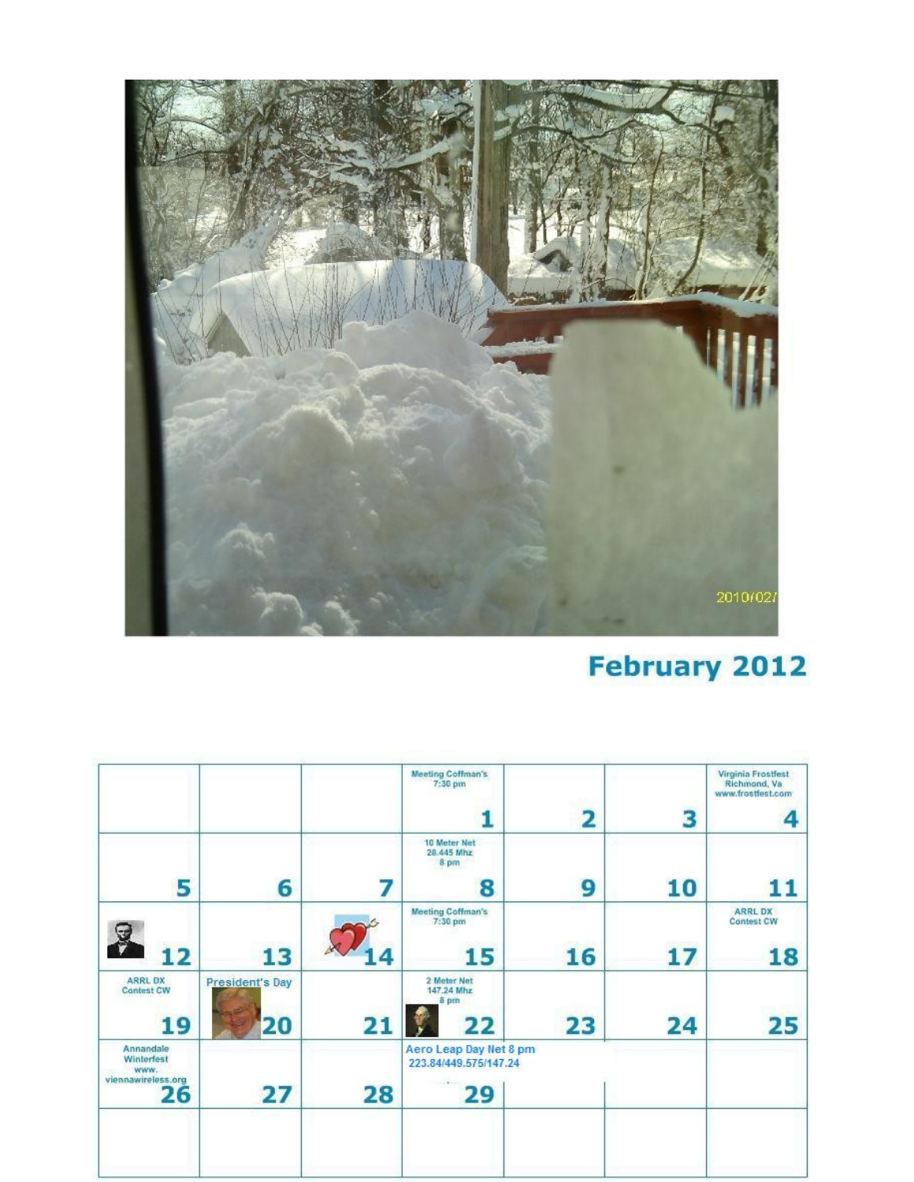## February 2012

| | | | | | | |
|---|---|---|---|---|---|---|
| | | | Meeting Coffman's 7:30 pm 1 | 2 | 3 | Virginia Frostfest Richmond, Va www.frostfest.com 4 |
| 5 | 6 | 7 | 10 Meter Net 28.445 Mhz 8 pm 8 | 9 | 10 | 11 |
| 12 | 13 | 14 | Meeting Coffman's 7:30 pm 15 | 16 | 17 | ARRL DX Contest CW 18 |
| ARRL DX Contest CW 19 | President's Day 20 | 21 | 2 Meter Net 147.24 Mhz 8 pm 22 | 23 | 24 | 25 |
| Annandale Winterfest www. viennawireless.org 26 | 27 | 28 | Aero Leap Day Net 8 pm 223.84/449.575/147.24 29 | | | |
| | | | | | | |